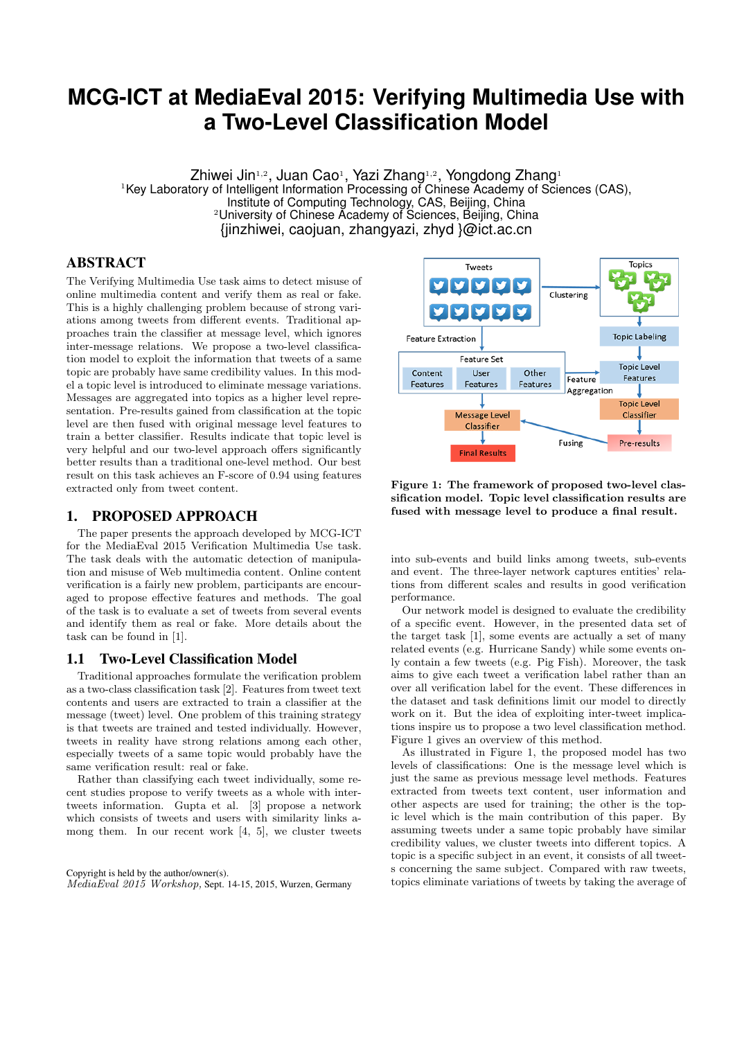# MCG-ICT at MediaEval 2015: Verifying Multimedia Use with a Two-Level Classification Model

Zhiwei Jin[1,2], Juan Cao[1], Yazi Zhang[1,2], Yongdong Zhang[1]

[1]Key Laboratory of Intelligent Information Processing of Chinese Academy of Sciences (CAS), Institute of Computing Technology, CAS, Beijing, China

[2]University of Chinese Academy of Sciences, Beijing, China

{jinzhiwei, caojuan, zhangyazi, zhyd }@ict.ac.cn

## ABSTRACT

The Verifying Multimedia Use task aims to detect misuse of online multimedia content and verify them as real or fake. This is a highly challenging problem because of strong variations among tweets from different events. Traditional approaches train the classifier at message level, which ignores inter-message relations. We propose a two-level classification model to exploit the information that tweets of a same topic are probably have same credibility values. In this model a topic level is introduced to eliminate message variations. Messages are aggregated into topics as a higher level representation. Pre-results gained from classification at the topic level are then fused with original message level features to train a better classifier. Results indicate that topic level is very helpful and our two-level approach offers significantly better results than a traditional one-level method. Our best result on this task achieves an F-score of 0.94 using features extracted only from tweet content.

## 1. PROPOSED APPROACH

The paper presents the approach developed by MCG-ICT for the MediaEval 2015 Verification Multimedia Use task. The task deals with the automatic detection of manipulation and misuse of Web multimedia content. Online content verification is a fairly new problem, participants are encouraged to propose effective features and methods. The goal of the task is to evaluate a set of tweets from several events and identify them as real or fake. More details about the task can be found in [1].

### 1.1 Two-Level Classification Model

Traditional approaches formulate the verification problem as a two-class classification task [2]. Features from tweet text contents and users are extracted to train a classifier at the message (tweet) level. One problem of this training strategy is that tweets are trained and tested individually. However, tweets in reality have strong relations among each other, especially tweets of a same topic would probably have the same verification result: real or fake.

Rather than classifying each tweet individually, some recent studies propose to verify tweets as a whole with inter-tweets information. Gupta et al. [3] propose a network which consists of tweets and users with similarity links among them. In our recent work [4, 5], we cluster tweets into sub-events and build links among tweets, sub-events and event. The three-layer network captures entities' relations from different scales and results in good verification performance.

Our network model is designed to evaluate the credibility of a specific event. However, in the presented data set of the target task [1], some events are actually a set of many related events (e.g. Hurricane Sandy) while some events only contain a few tweets (e.g. Pig Fish). Moreover, the task aims to give each tweet a verification label rather than an over all verification label for the event. These differences in the dataset and task definitions limit our model to directly work on it. But the idea of exploiting inter-tweet implications inspire us to propose a two level classification method. Figure 1 gives an overview of this method.

Tweets → Feature Extraction → Feature Set (Content Features, User Features, Other Features) → Message Level Classifier → Final Results; Tweets → Clustering → Topics → Topic Labeling → Topic Level Features (via Feature Aggregation) → Topic Level Classifier → Pre-results → Fusing → Message Level Classifier

**Figure 1: The framework of proposed two-level classification model. Topic level classification results are fused with message level to produce a final result.**

As illustrated in Figure 1, the proposed model has two levels of classifications: One is the message level which is just the same as previous message level methods. Features extracted from tweets text content, user information and other aspects are used for training; the other is the topic level which is the main contribution of this paper. By assuming tweets under a same topic probably have similar credibility values, we cluster tweets into different topics. A topic is a specific subject in an event, it consists of all tweets concerning the same subject. Compared with raw tweets, topics eliminate variations of tweets by taking the average of

Copyright is held by the author/owner(s).
*MediaEval 2015 Workshop,* Sept. 14-15, 2015, Wurzen, Germany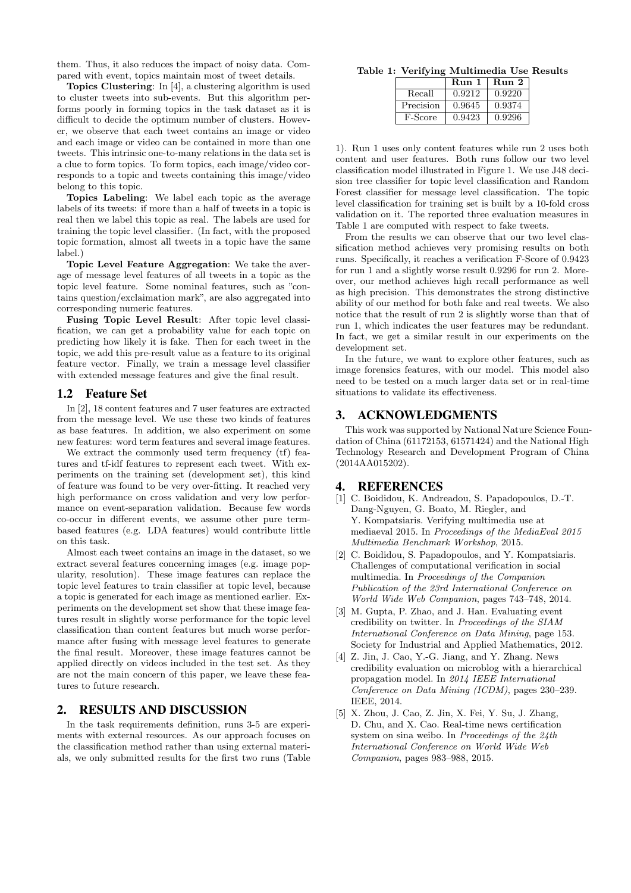them. Thus, it also reduces the impact of noisy data. Compared with event, topics maintain most of tweet details.

**Topics Clustering**: In [4], a clustering algorithm is used to cluster tweets into sub-events. But this algorithm performs poorly in forming topics in the task dataset as it is difficult to decide the optimum number of clusters. However, we observe that each tweet contains an image or video and each image or video can be contained in more than one tweets. This intrinsic one-to-many relations in the data set is a clue to form topics. To form topics, each image/video corresponds to a topic and tweets containing this image/video belong to this topic.

**Topics Labeling**: We label each topic as the average labels of its tweets: if more than a half of tweets in a topic is real then we label this topic as real. The labels are used for training the topic level classifier. (In fact, with the proposed topic formation, almost all tweets in a topic have the same label.)

**Topic Level Feature Aggregation**: We take the average of message level features of all tweets in a topic as the topic level feature. Some nominal features, such as "contains question/exclaimation mark", are also aggregated into corresponding numeric features.

**Fusing Topic Level Result**: After topic level classification, we can get a probability value for each topic on predicting how likely it is fake. Then for each tweet in the topic, we add this pre-result value as a feature to its original feature vector. Finally, we train a message level classifier with extended message features and give the final result.

## 1.2 Feature Set

In [2], 18 content features and 7 user features are extracted from the message level. We use these two kinds of features as base features. In addition, we also experiment on some new features: word term features and several image features.

We extract the commonly used term frequency (tf) features and tf-idf features to represent each tweet. With experiments on the training set (development set), this kind of feature was found to be very over-fitting. It reached very high performance on cross validation and very low performance on event-separation validation. Because few words co-occur in different events, we assume other pure term-based features (e.g. LDA features) would contribute little on this task.

Almost each tweet contains an image in the dataset, so we extract several features concerning images (e.g. image popularity, resolution). These image features can replace the topic level features to train classifier at topic level, because a topic is generated for each image as mentioned earlier. Experiments on the development set show that these image features result in slightly worse performance for the topic level classification than content features but much worse performance after fusing with message level features to generate the final result. Moreover, these image features cannot be applied directly on videos included in the test set. As they are not the main concern of this paper, we leave these features to future research.

# 2. RESULTS AND DISCUSSION

In the task requirements definition, runs 3-5 are experiments with external resources. As our approach focuses on the classification method rather than using external materials, we only submitted results for the first two runs (Table 1). Run 1 uses only content features while run 2 uses both content and user features. Both runs follow our two level classification model illustrated in Figure 1. We use J48 decision tree classifier for topic level classification and Random Forest classifier for message level classification. The topic level classification for training set is built by a 10-fold cross validation on it. The reported three evaluation measures in Table 1 are computed with respect to fake tweets.

**Table 1: Verifying Multimedia Use Results**

| | Run 1 | Run 2 |
|---|---|---|
| Recall | 0.9212 | 0.9220 |
| Precision | 0.9645 | 0.9374 |
| F-Score | 0.9423 | 0.9296 |

From the results we can observe that our two level classification method achieves very promising results on both runs. Specifically, it reaches a verification F-Score of 0.9423 for run 1 and a slightly worse result 0.9296 for run 2. Moreover, our method achieves high recall performance as well as high precision. This demonstrates the strong distinctive ability of our method for both fake and real tweets. We also notice that the result of run 2 is slightly worse than that of run 1, which indicates the user features may be redundant. In fact, we get a similar result in our experiments on the development set.

In the future, we want to explore other features, such as image forensics features, with our model. This model also need to be tested on a much larger data set or in real-time situations to validate its effectiveness.

# 3. ACKNOWLEDGMENTS

This work was supported by National Nature Science Foundation of China (61172153, 61571424) and the National High Technology Research and Development Program of China (2014AA015202).

# 4. REFERENCES

[1] C. Boididou, K. Andreadou, S. Papadopoulos, D.-T. Dang-Nguyen, G. Boato, M. Riegler, and Y. Kompatsiaris. Verifying multimedia use at mediaeval 2015. In *Proceedings of the MediaEval 2015 Multimedia Benchmark Workshop*, 2015.

[2] C. Boididou, S. Papadopoulos, and Y. Kompatsiaris. Challenges of computational verification in social multimedia. In *Proceedings of the Companion Publication of the 23rd International Conference on World Wide Web Companion*, pages 743–748, 2014.

[3] M. Gupta, P. Zhao, and J. Han. Evaluating event credibility on twitter. In *Proceedings of the SIAM International Conference on Data Mining*, page 153. Society for Industrial and Applied Mathematics, 2012.

[4] Z. Jin, J. Cao, Y.-G. Jiang, and Y. Zhang. News credibility evaluation on microblog with a hierarchical propagation model. In *2014 IEEE International Conference on Data Mining (ICDM)*, pages 230–239. IEEE, 2014.

[5] X. Zhou, J. Cao, Z. Jin, X. Fei, Y. Su, J. Zhang, D. Chu, and X. Cao. Real-time news certification system on sina weibo. In *Proceedings of the 24th International Conference on World Wide Web Companion*, pages 983–988, 2015.